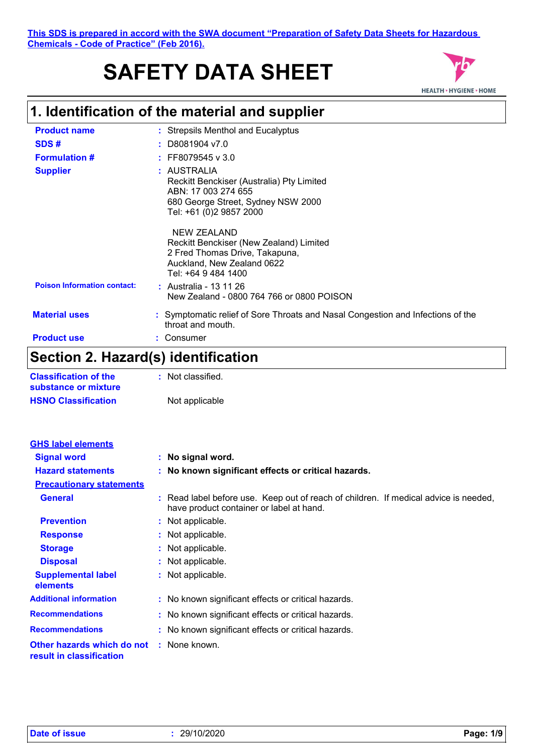This SDS is prepared in accord with the SWA document "Preparation of Safety Data Sheets for Hazardous Chemicals - Code of Practice" (Feb 2016).

# SAFETY DATA SHEET

## 1. Identification of the material and supplier

**Product name** : Strepsils Menthol and Eucalyptus

**SDS #** : D8081904 v7.0

**Formulation #** : FF8079545 v 3.0

**Supplier** : AUSTRALIA
Reckitt Benckiser (Australia) Pty Limited
ABN: 17 003 274 655
680 George Street, Sydney NSW 2000
Tel: +61 (0)2 9857 2000

NEW ZEALAND
Reckitt Benckiser (New Zealand) Limited
2 Fred Thomas Drive, Takapuna,
Auckland, New Zealand 0622
Tel: +64 9 484 1400

**Poison Information contact:** : Australia - 13 11 26
New Zealand - 0800 764 766 or 0800 POISON

**Material uses** : Symptomatic relief of Sore Throats and Nasal Congestion and Infections of the throat and mouth.

**Product use** : Consumer

## Section 2. Hazard(s) identification

**Classification of the substance or mixture** : Not classified.

**HSNO Classification** Not applicable

### GHS label elements

**Signal word** : **No signal word.**

**Hazard statements** : **No known significant effects or critical hazards.**

**Precautionary statements**

**General** : Read label before use. Keep out of reach of children. If medical advice is needed, have product container or label at hand.

**Prevention** : Not applicable.

**Response** : Not applicable.

**Storage** : Not applicable.

**Disposal** : Not applicable.

**Supplemental label elements** : Not applicable.

**Additional information** : No known significant effects or critical hazards.

**Recommendations** : No known significant effects or critical hazards.

**Recommendations** : No known significant effects or critical hazards.

**Other hazards which do not result in classification** : None known.

**Date of issue** : 29/10/2020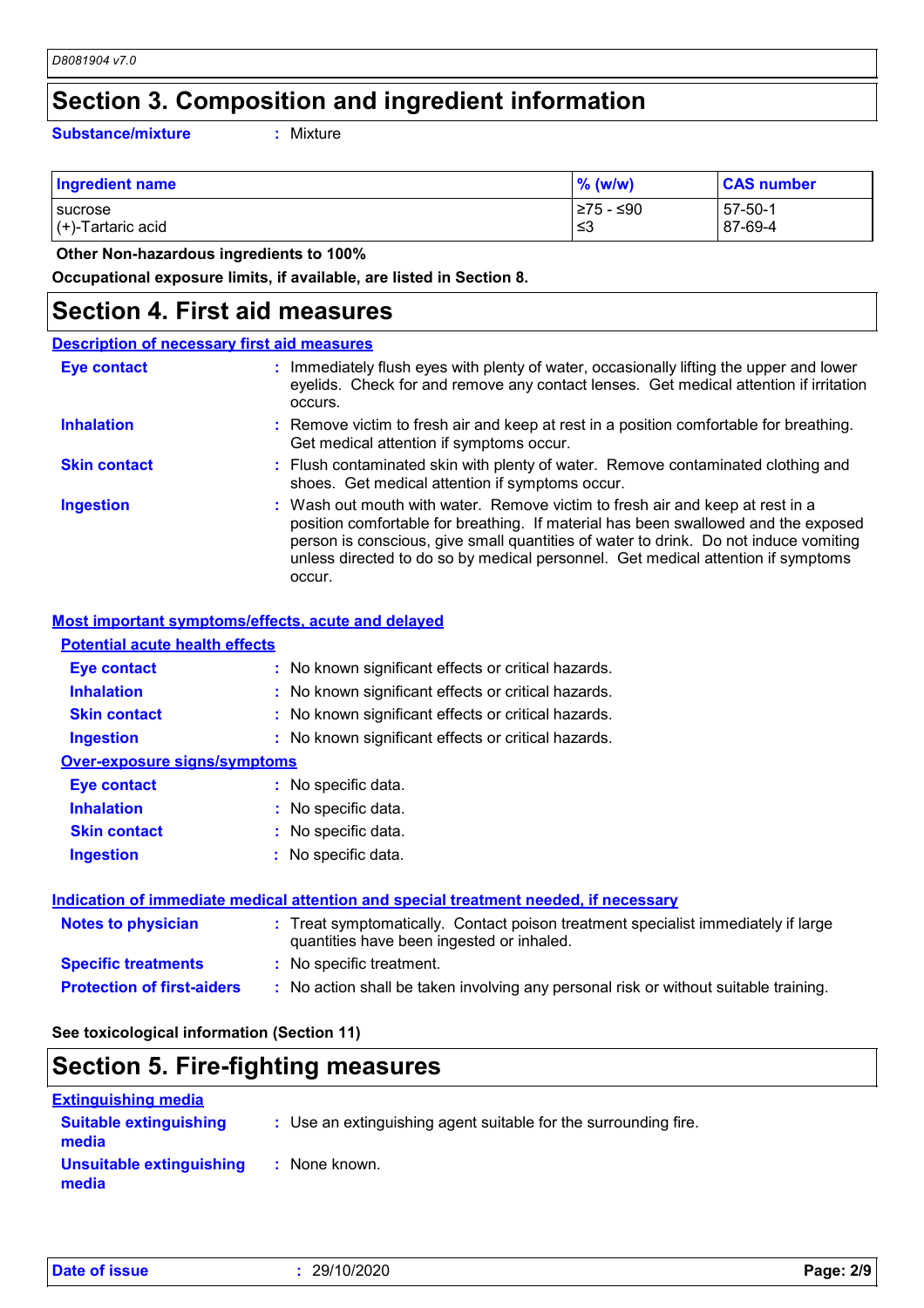# Section 3. Composition and ingredient information

**Substance/mixture** : Mixture

| Ingredient name | % (w/w) | CAS number |
|---|---|---|
| sucrose | ≥75 - ≤90 | 57-50-1 |
| (+)-Tartaric acid | ≤3 | 87-69-4 |

**Other Non-hazardous ingredients to 100%**

**Occupational exposure limits, if available, are listed in Section 8.**

# Section 4. First aid measures

## Description of necessary first aid measures

**Eye contact** : Immediately flush eyes with plenty of water, occasionally lifting the upper and lower eyelids. Check for and remove any contact lenses. Get medical attention if irritation occurs.

**Inhalation** : Remove victim to fresh air and keep at rest in a position comfortable for breathing. Get medical attention if symptoms occur.

**Skin contact** : Flush contaminated skin with plenty of water. Remove contaminated clothing and shoes. Get medical attention if symptoms occur.

**Ingestion** : Wash out mouth with water. Remove victim to fresh air and keep at rest in a position comfortable for breathing. If material has been swallowed and the exposed person is conscious, give small quantities of water to drink. Do not induce vomiting unless directed to do so by medical personnel. Get medical attention if symptoms occur.

## Most important symptoms/effects, acute and delayed

### Potential acute health effects

**Eye contact** : No known significant effects or critical hazards.

**Inhalation** : No known significant effects or critical hazards.

**Skin contact** : No known significant effects or critical hazards.

**Ingestion** : No known significant effects or critical hazards.

### Over-exposure signs/symptoms

**Eye contact** : No specific data.

**Inhalation** : No specific data.

**Skin contact** : No specific data.

**Ingestion** : No specific data.

## Indication of immediate medical attention and special treatment needed, if necessary

**Notes to physician** : Treat symptomatically. Contact poison treatment specialist immediately if large quantities have been ingested or inhaled.

**Specific treatments** : No specific treatment.

**Protection of first-aiders** : No action shall be taken involving any personal risk or without suitable training.

**See toxicological information (Section 11)**

# Section 5. Fire-fighting measures

## Extinguishing media

**Suitable extinguishing media** : Use an extinguishing agent suitable for the surrounding fire.

**Unsuitable extinguishing media** : None known.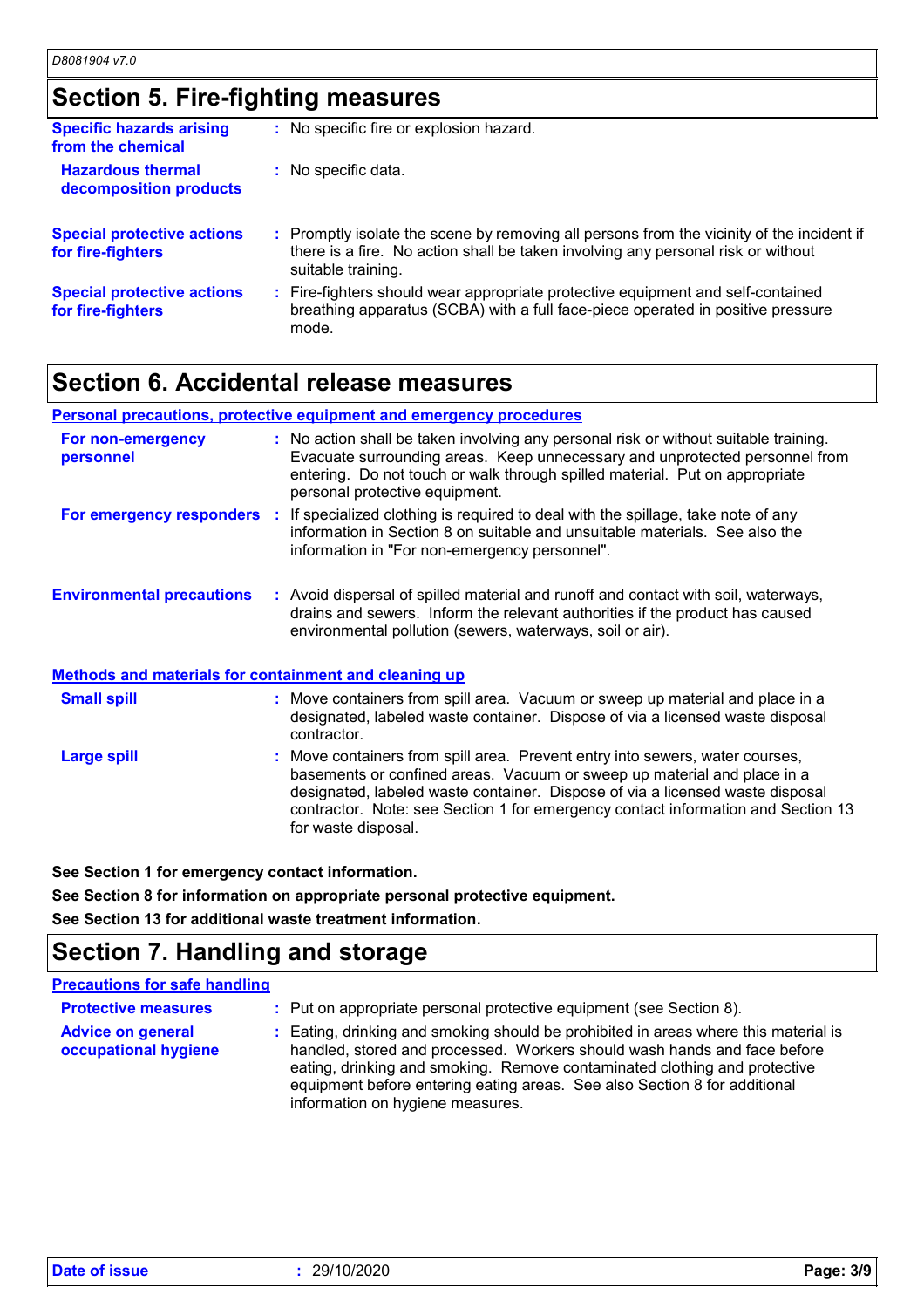## Section 5. Fire-fighting measures

**Specific hazards arising from the chemical** : No specific fire or explosion hazard.

**Hazardous thermal decomposition products** : No specific data.

**Special protective actions for fire-fighters** : Promptly isolate the scene by removing all persons from the vicinity of the incident if there is a fire. No action shall be taken involving any personal risk or without suitable training.

**Special protective actions for fire-fighters** : Fire-fighters should wear appropriate protective equipment and self-contained breathing apparatus (SCBA) with a full face-piece operated in positive pressure mode.

## Section 6. Accidental release measures

### Personal precautions, protective equipment and emergency procedures

**For non-emergency personnel** : No action shall be taken involving any personal risk or without suitable training. Evacuate surrounding areas. Keep unnecessary and unprotected personnel from entering. Do not touch or walk through spilled material. Put on appropriate personal protective equipment.

**For emergency responders** : If specialized clothing is required to deal with the spillage, take note of any information in Section 8 on suitable and unsuitable materials. See also the information in "For non-emergency personnel".

**Environmental precautions** : Avoid dispersal of spilled material and runoff and contact with soil, waterways, drains and sewers. Inform the relevant authorities if the product has caused environmental pollution (sewers, waterways, soil or air).

### Methods and materials for containment and cleaning up

**Small spill** : Move containers from spill area. Vacuum or sweep up material and place in a designated, labeled waste container. Dispose of via a licensed waste disposal contractor.

**Large spill** : Move containers from spill area. Prevent entry into sewers, water courses, basements or confined areas. Vacuum or sweep up material and place in a designated, labeled waste container. Dispose of via a licensed waste disposal contractor. Note: see Section 1 for emergency contact information and Section 13 for waste disposal.

**See Section 1 for emergency contact information.**

**See Section 8 for information on appropriate personal protective equipment.**

**See Section 13 for additional waste treatment information.**

## Section 7. Handling and storage

### Precautions for safe handling

**Protective measures** : Put on appropriate personal protective equipment (see Section 8).

**Advice on general occupational hygiene** : Eating, drinking and smoking should be prohibited in areas where this material is handled, stored and processed. Workers should wash hands and face before eating, drinking and smoking. Remove contaminated clothing and protective equipment before entering eating areas. See also Section 8 for additional information on hygiene measures.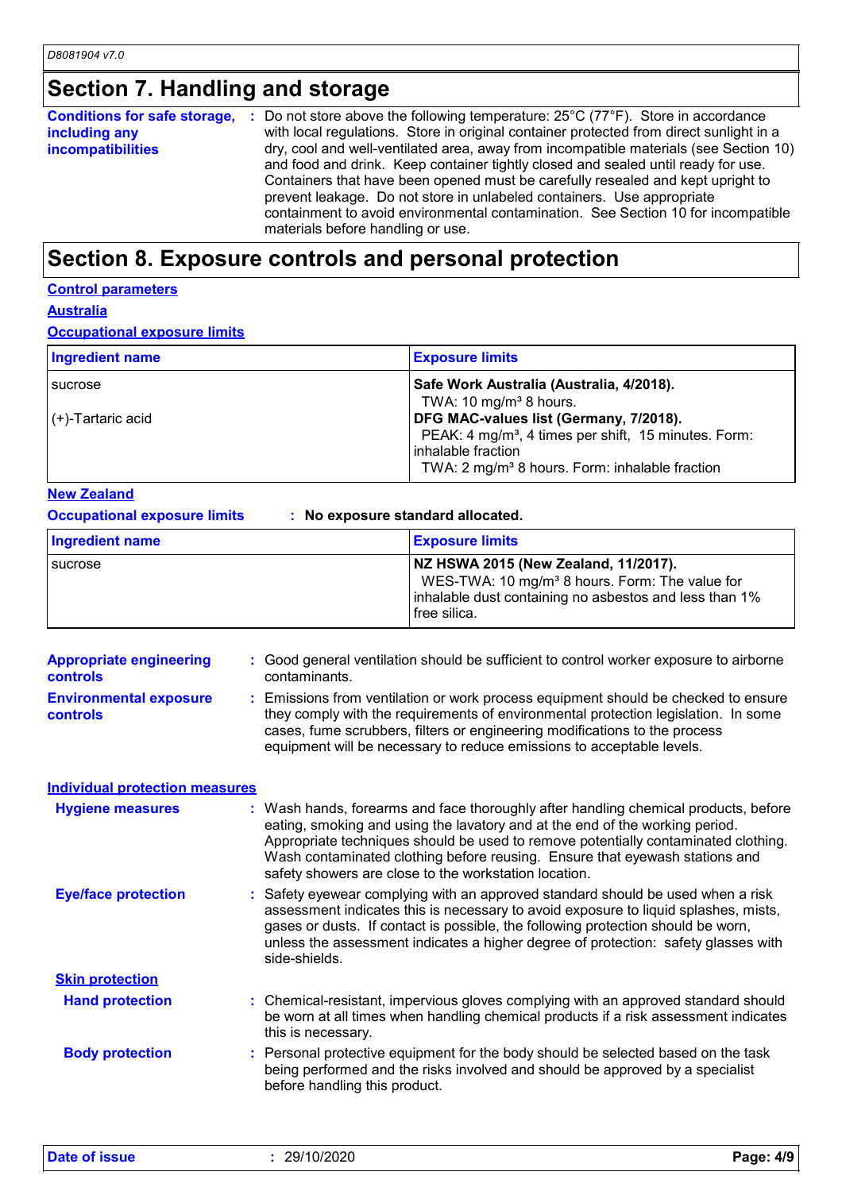## Section 7. Handling and storage

**Conditions for safe storage, including any incompatibilities** : Do not store above the following temperature: 25°C (77°F). Store in accordance with local regulations. Store in original container protected from direct sunlight in a dry, cool and well-ventilated area, away from incompatible materials (see Section 10) and food and drink. Keep container tightly closed and sealed until ready for use. Containers that have been opened must be carefully resealed and kept upright to prevent leakage. Do not store in unlabeled containers. Use appropriate containment to avoid environmental contamination. See Section 10 for incompatible materials before handling or use.

## Section 8. Exposure controls and personal protection

**Control parameters**

**Australia**

**Occupational exposure limits**

| Ingredient name | Exposure limits |
|---|---|
| sucrose | **Safe Work Australia (Australia, 4/2018).** TWA: 10 mg/m³ 8 hours. |
| (+)-Tartaric acid | **DFG MAC-values list (Germany, 7/2018).** PEAK: 4 mg/m³, 4 times per shift, 15 minutes. Form: inhalable fraction TWA: 2 mg/m³ 8 hours. Form: inhalable fraction |

**New Zealand**

**Occupational exposure limits** : **No exposure standard allocated.**

| Ingredient name | Exposure limits |
|---|---|
| sucrose | **NZ HSWA 2015 (New Zealand, 11/2017).** WES-TWA: 10 mg/m³ 8 hours. Form: The value for inhalable dust containing no asbestos and less than 1% free silica. |

**Appropriate engineering controls** : Good general ventilation should be sufficient to control worker exposure to airborne contaminants.

**Environmental exposure controls** : Emissions from ventilation or work process equipment should be checked to ensure they comply with the requirements of environmental protection legislation. In some cases, fume scrubbers, filters or engineering modifications to the process equipment will be necessary to reduce emissions to acceptable levels.

**Individual protection measures**

**Hygiene measures** : Wash hands, forearms and face thoroughly after handling chemical products, before eating, smoking and using the lavatory and at the end of the working period. Appropriate techniques should be used to remove potentially contaminated clothing. Wash contaminated clothing before reusing. Ensure that eyewash stations and safety showers are close to the workstation location.

**Eye/face protection** : Safety eyewear complying with an approved standard should be used when a risk assessment indicates this is necessary to avoid exposure to liquid splashes, mists, gases or dusts. If contact is possible, the following protection should be worn, unless the assessment indicates a higher degree of protection: safety glasses with side-shields.

**Skin protection**

**Hand protection** : Chemical-resistant, impervious gloves complying with an approved standard should be worn at all times when handling chemical products if a risk assessment indicates this is necessary.

**Body protection** : Personal protective equipment for the body should be selected based on the task being performed and the risks involved and should be approved by a specialist before handling this product.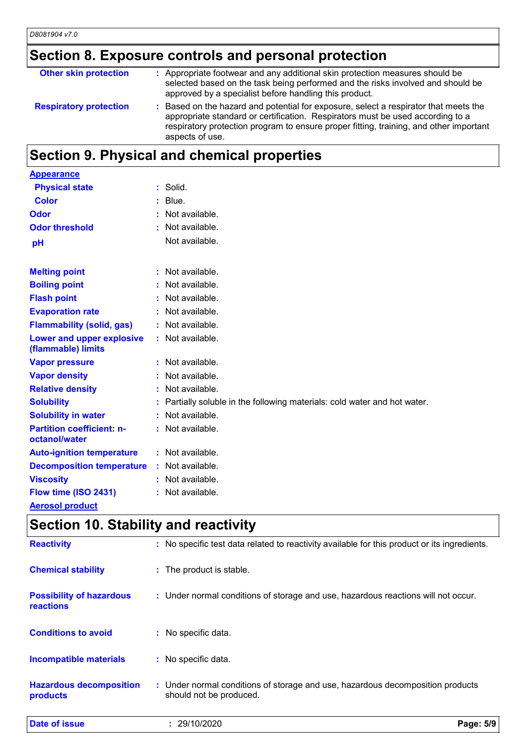## Section 8. Exposure controls and personal protection

| | |
|---|---|
| **Other skin protection** | : Appropriate footwear and any additional skin protection measures should be selected based on the task being performed and the risks involved and should be approved by a specialist before handling this product. |
| **Respiratory protection** | : Based on the hazard and potential for exposure, select a respirator that meets the appropriate standard or certification. Respirators must be used according to a respiratory protection program to ensure proper fitting, training, and other important aspects of use. |

## Section 9. Physical and chemical properties

**Appearance**

| | |
|---|---|
| **Physical state** | : Solid. |
| **Color** | : Blue. |
| **Odor** | : Not available. |
| **Odor threshold** | : Not available. |
| **pH** | Not available. |
| **Melting point** | : Not available. |
| **Boiling point** | : Not available. |
| **Flash point** | : Not available. |
| **Evaporation rate** | : Not available. |
| **Flammability (solid, gas)** | : Not available. |
| **Lower and upper explosive (flammable) limits** | : Not available. |
| **Vapor pressure** | : Not available. |
| **Vapor density** | : Not available. |
| **Relative density** | : Not available. |
| **Solubility** | : Partially soluble in the following materials: cold water and hot water. |
| **Solubility in water** | : Not available. |
| **Partition coefficient: n-octanol/water** | : Not available. |
| **Auto-ignition temperature** | : Not available. |
| **Decomposition temperature** | : Not available. |
| **Viscosity** | : Not available. |
| **Flow time (ISO 2431)** | : Not available. |

**Aerosol product**

## Section 10. Stability and reactivity

| | |
|---|---|
| **Reactivity** | : No specific test data related to reactivity available for this product or its ingredients. |
| **Chemical stability** | : The product is stable. |
| **Possibility of hazardous reactions** | : Under normal conditions of storage and use, hazardous reactions will not occur. |
| **Conditions to avoid** | : No specific data. |
| **Incompatible materials** | : No specific data. |
| **Hazardous decomposition products** | : Under normal conditions of storage and use, hazardous decomposition products should not be produced. |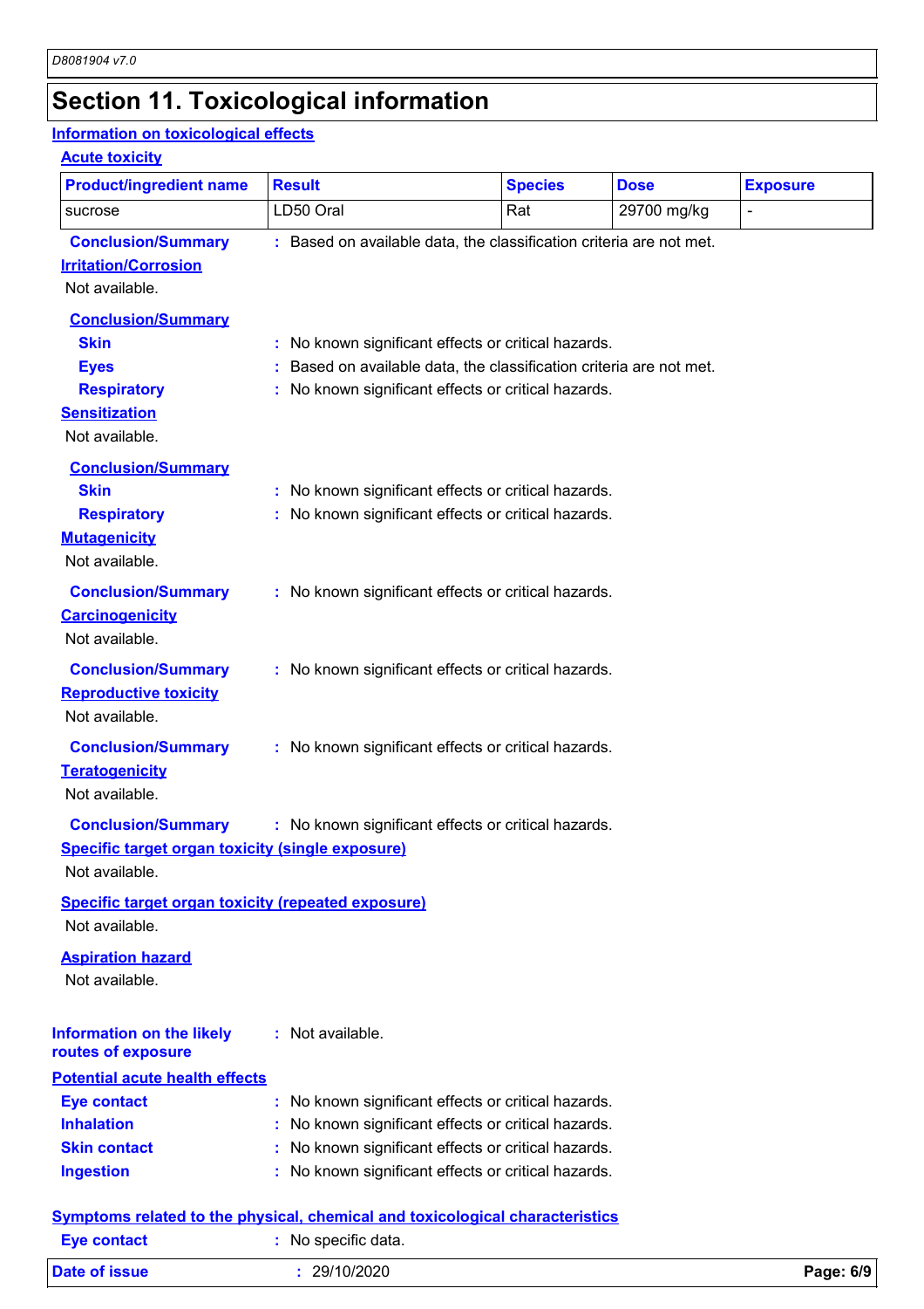# Section 11. Toxicological information

## Information on toxicological effects

### Acute toxicity

| Product/ingredient name | Result | Species | Dose | Exposure |
|---|---|---|---|---|
| sucrose | LD50 Oral | Rat | 29700 mg/kg | - |

**Conclusion/Summary** : Based on available data, the classification criteria are not met.

### Irritation/Corrosion

Not available.

**Conclusion/Summary**

**Skin** : No known significant effects or critical hazards.

**Eyes** : Based on available data, the classification criteria are not met.

**Respiratory** : No known significant effects or critical hazards.

### Sensitization

Not available.

**Conclusion/Summary**

**Skin** : No known significant effects or critical hazards.

**Respiratory** : No known significant effects or critical hazards.

### Mutagenicity

Not available.

**Conclusion/Summary** : No known significant effects or critical hazards.

### Carcinogenicity

Not available.

**Conclusion/Summary** : No known significant effects or critical hazards.

### Reproductive toxicity

Not available.

**Conclusion/Summary** : No known significant effects or critical hazards.

### Teratogenicity

Not available.

**Conclusion/Summary** : No known significant effects or critical hazards.

### Specific target organ toxicity (single exposure)

Not available.

### Specific target organ toxicity (repeated exposure)

Not available.

### Aspiration hazard

Not available.

**Information on the likely routes of exposure** : Not available.

### Potential acute health effects

**Eye contact** : No known significant effects or critical hazards.

**Inhalation** : No known significant effects or critical hazards.

**Skin contact** : No known significant effects or critical hazards.

**Ingestion** : No known significant effects or critical hazards.

### Symptoms related to the physical, chemical and toxicological characteristics

**Eye contact** : No specific data.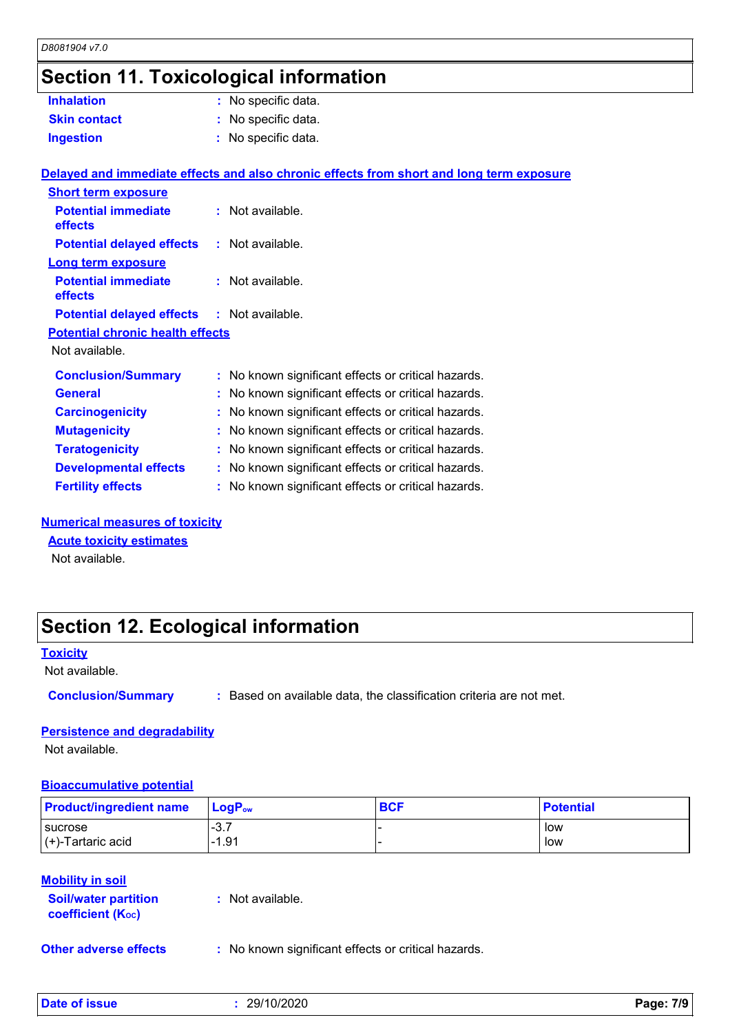# Section 11. Toxicological information

**Inhalation** : No specific data.

**Skin contact** : No specific data.

**Ingestion** : No specific data.

## Delayed and immediate effects and also chronic effects from short and long term exposure

### Short term exposure

**Potential immediate effects** : Not available.

**Potential delayed effects** : Not available.

### Long term exposure

**Potential immediate effects** : Not available.

**Potential delayed effects** : Not available.

### Potential chronic health effects

Not available.

**Conclusion/Summary** : No known significant effects or critical hazards.

**General** : No known significant effects or critical hazards.

**Carcinogenicity** : No known significant effects or critical hazards.

**Mutagenicity** : No known significant effects or critical hazards.

**Teratogenicity** : No known significant effects or critical hazards.

**Developmental effects** : No known significant effects or critical hazards.

**Fertility effects** : No known significant effects or critical hazards.

## Numerical measures of toxicity

### Acute toxicity estimates

Not available.

# Section 12. Ecological information

## Toxicity

Not available.

**Conclusion/Summary** : Based on available data, the classification criteria are not met.

## Persistence and degradability

Not available.

## Bioaccumulative potential

| Product/ingredient name | $LogP_{ow}$ | BCF | Potential |
| --- | --- | --- | --- |
| sucrose | -3.7 | - | low |
| (+)-Tartaric acid | -1.91 | - | low |

## Mobility in soil

**Soil/water partition coefficient ($K_{OC}$)** : Not available.

**Other adverse effects** : No known significant effects or critical hazards.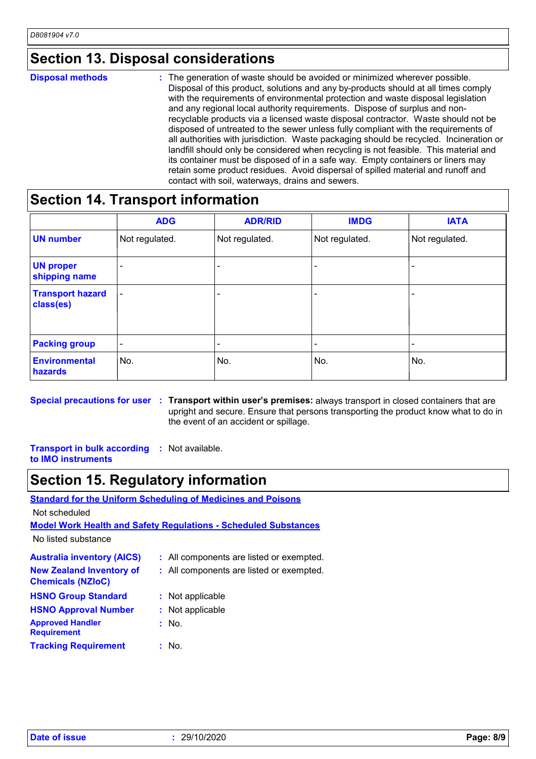## Section 13. Disposal considerations

**Disposal methods** : The generation of waste should be avoided or minimized wherever possible. Disposal of this product, solutions and any by-products should at all times comply with the requirements of environmental protection and waste disposal legislation and any regional local authority requirements. Dispose of surplus and non-recyclable products via a licensed waste disposal contractor. Waste should not be disposed of untreated to the sewer unless fully compliant with the requirements of all authorities with jurisdiction. Waste packaging should be recycled. Incineration or landfill should only be considered when recycling is not feasible. This material and its container must be disposed of in a safe way. Empty containers or liners may retain some product residues. Avoid dispersal of spilled material and runoff and contact with soil, waterways, drains and sewers.

## Section 14. Transport information

| | ADG | ADR/RID | IMDG | IATA |
|---|---|---|---|---|
| **UN number** | Not regulated. | Not regulated. | Not regulated. | Not regulated. |
| **UN proper shipping name** | - | - | - | - |
| **Transport hazard class(es)** | - | - | - | - |
| **Packing group** | - | - | - | - |
| **Environmental hazards** | No. | No. | No. | No. |

**Special precautions for user** : **Transport within user's premises:** always transport in closed containers that are upright and secure. Ensure that persons transporting the product know what to do in the event of an accident or spillage.

**Transport in bulk according to IMO instruments** : Not available.

## Section 15. Regulatory information

**Standard for the Uniform Scheduling of Medicines and Poisons**

Not scheduled

**Model Work Health and Safety Regulations - Scheduled Substances**

No listed substance

**Australia inventory (AICS)** : All components are listed or exempted.

**New Zealand Inventory of Chemicals (NZIoC)** : All components are listed or exempted.

**HSNO Group Standard** : Not applicable

**HSNO Approval Number** : Not applicable

**Approved Handler Requirement** : No.

**Tracking Requirement** : No.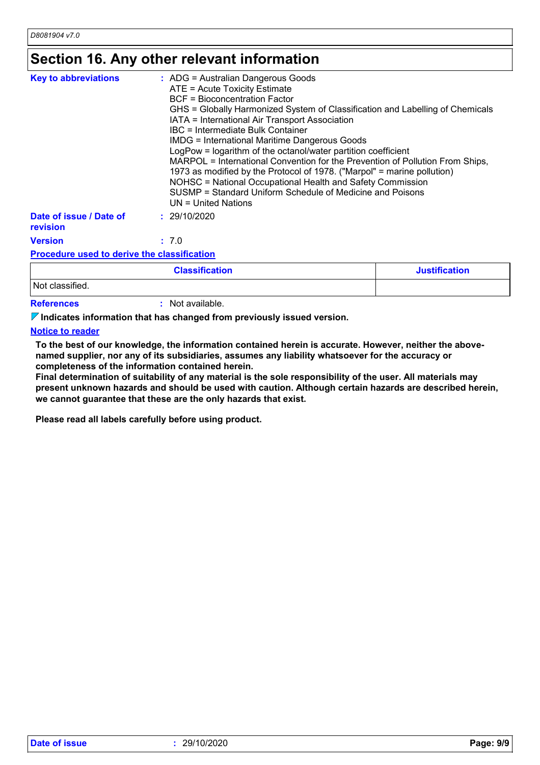# Section 16. Any other relevant information

**Key to abbreviations** : ADG = Australian Dangerous Goods
ATE = Acute Toxicity Estimate
BCF = Bioconcentration Factor
GHS = Globally Harmonized System of Classification and Labelling of Chemicals
IATA = International Air Transport Association
IBC = Intermediate Bulk Container
IMDG = International Maritime Dangerous Goods
LogPow = logarithm of the octanol/water partition coefficient
MARPOL = International Convention for the Prevention of Pollution From Ships, 1973 as modified by the Protocol of 1978. ("Marpol" = marine pollution)
NOHSC = National Occupational Health and Safety Commission
SUSMP = Standard Uniform Schedule of Medicine and Poisons
UN = United Nations

**Date of issue / Date of revision** : 29/10/2020

**Version** : 7.0

**Procedure used to derive the classification**

| Classification | Justification |
|---|---|
| Not classified. | |

**References** : Not available.

**Indicates information that has changed from previously issued version.**

**Notice to reader**

**To the best of our knowledge, the information contained herein is accurate. However, neither the above-named supplier, nor any of its subsidiaries, assumes any liability whatsoever for the accuracy or completeness of the information contained herein.**
**Final determination of suitability of any material is the sole responsibility of the user. All materials may present unknown hazards and should be used with caution. Although certain hazards are described herein, we cannot guarantee that these are the only hazards that exist.**

**Please read all labels carefully before using product.**